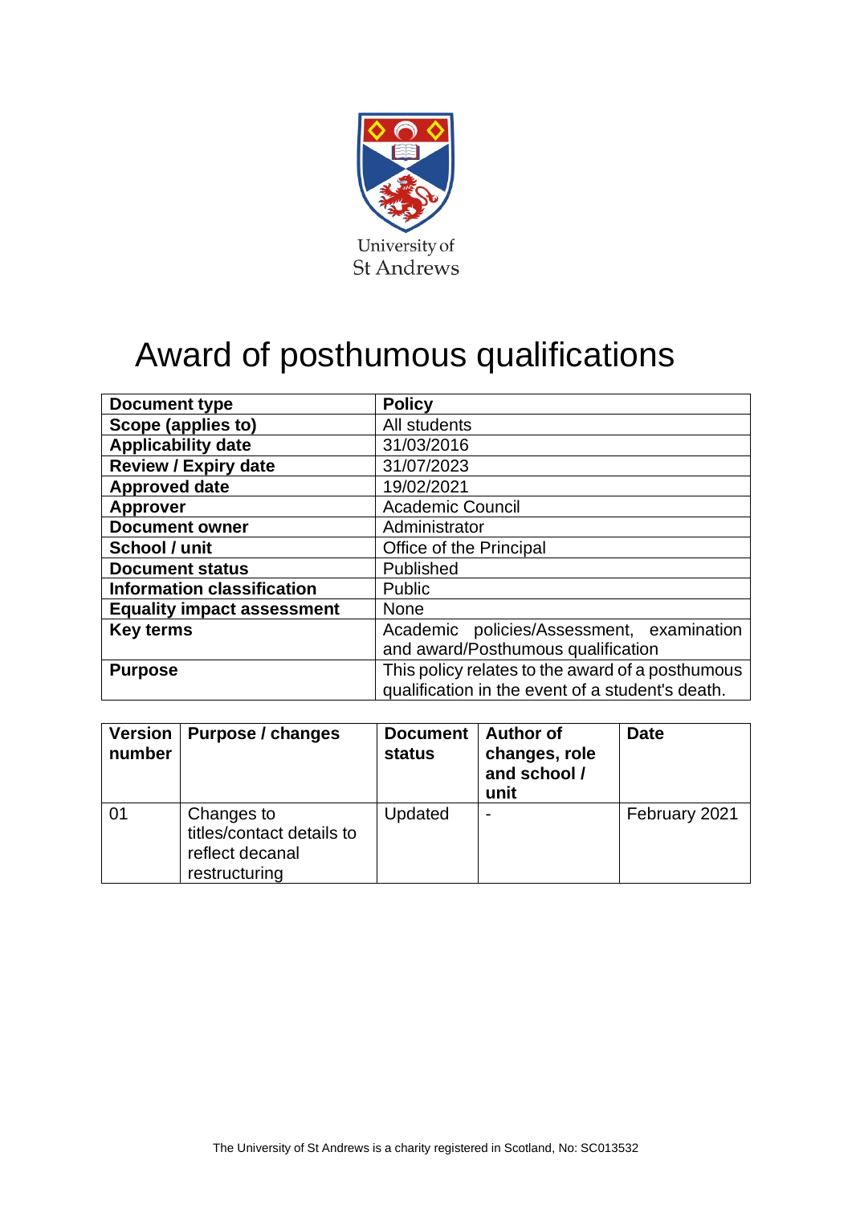University of St Andrews

# Award of posthumous qualifications

| **Document type** | **Policy** |
|---|---|
| **Scope (applies to)** | All students |
| **Applicability date** | 31/03/2016 |
| **Review / Expiry date** | 31/07/2023 |
| **Approved date** | 19/02/2021 |
| **Approver** | Academic Council |
| **Document owner** | Administrator |
| **School / unit** | Office of the Principal |
| **Document status** | Published |
| **Information classification** | Public |
| **Equality impact assessment** | None |
| **Key terms** | Academic policies/Assessment, examination and award/Posthumous qualification |
| **Purpose** | This policy relates to the award of a posthumous qualification in the event of a student's death. |

| **Version number** | **Purpose / changes** | **Document status** | **Author of changes, role and school / unit** | **Date** |
|---|---|---|---|---|
| 01 | Changes to titles/contact details to reflect decanal restructuring | Updated | - | February 2021 |

The University of St Andrews is a charity registered in Scotland, No: SC013532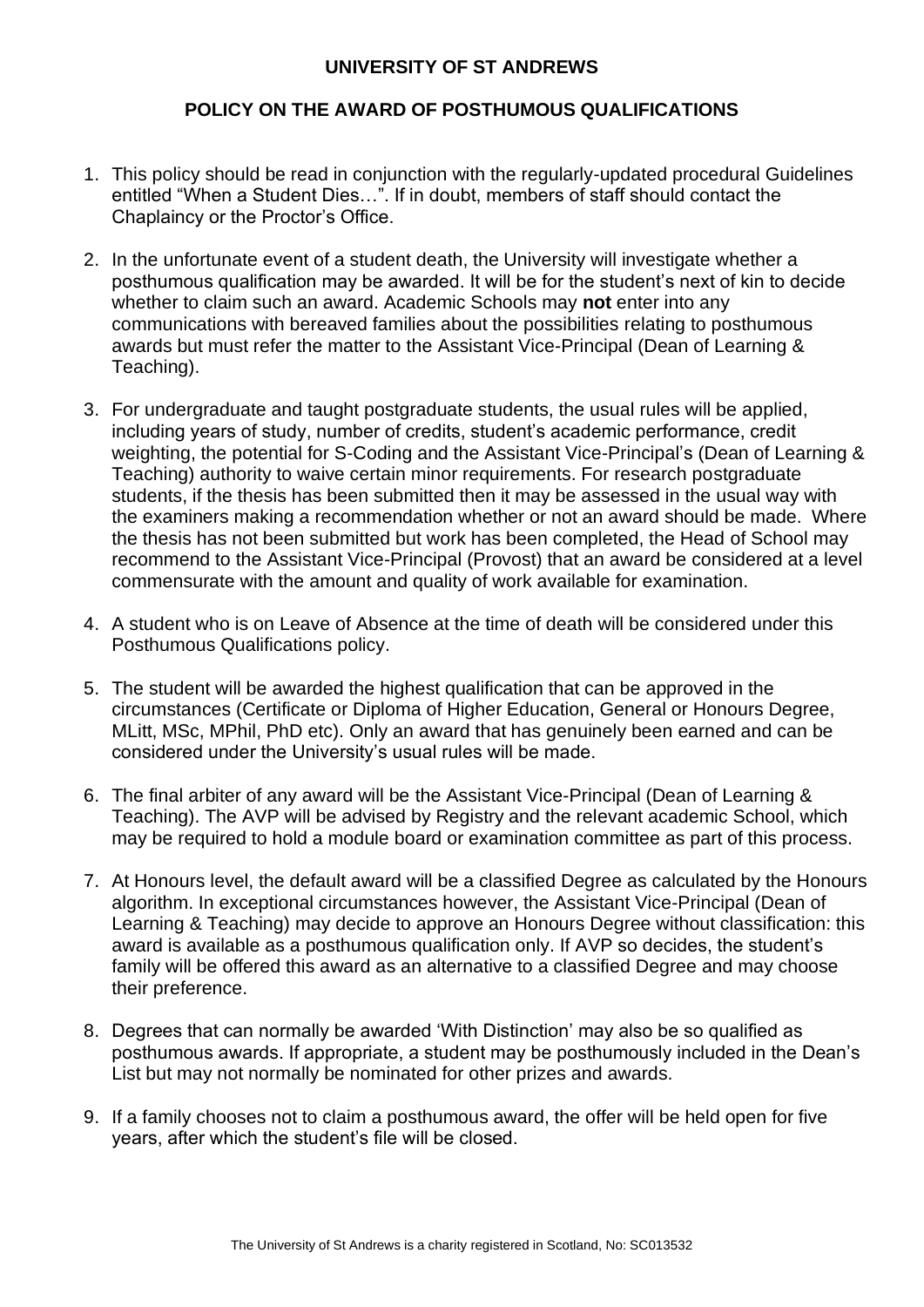# UNIVERSITY OF ST ANDREWS

## POLICY ON THE AWARD OF POSTHUMOUS QUALIFICATIONS

1. This policy should be read in conjunction with the regularly-updated procedural Guidelines entitled "When a Student Dies…". If in doubt, members of staff should contact the Chaplaincy or the Proctor's Office.

2. In the unfortunate event of a student death, the University will investigate whether a posthumous qualification may be awarded. It will be for the student's next of kin to decide whether to claim such an award. Academic Schools may **not** enter into any communications with bereaved families about the possibilities relating to posthumous awards but must refer the matter to the Assistant Vice-Principal (Dean of Learning & Teaching).

3. For undergraduate and taught postgraduate students, the usual rules will be applied, including years of study, number of credits, student's academic performance, credit weighting, the potential for S-Coding and the Assistant Vice-Principal's (Dean of Learning & Teaching) authority to waive certain minor requirements. For research postgraduate students, if the thesis has been submitted then it may be assessed in the usual way with the examiners making a recommendation whether or not an award should be made. Where the thesis has not been submitted but work has been completed, the Head of School may recommend to the Assistant Vice-Principal (Provost) that an award be considered at a level commensurate with the amount and quality of work available for examination.

4. A student who is on Leave of Absence at the time of death will be considered under this Posthumous Qualifications policy.

5. The student will be awarded the highest qualification that can be approved in the circumstances (Certificate or Diploma of Higher Education, General or Honours Degree, MLitt, MSc, MPhil, PhD etc). Only an award that has genuinely been earned and can be considered under the University's usual rules will be made.

6. The final arbiter of any award will be the Assistant Vice-Principal (Dean of Learning & Teaching). The AVP will be advised by Registry and the relevant academic School, which may be required to hold a module board or examination committee as part of this process.

7. At Honours level, the default award will be a classified Degree as calculated by the Honours algorithm. In exceptional circumstances however, the Assistant Vice-Principal (Dean of Learning & Teaching) may decide to approve an Honours Degree without classification: this award is available as a posthumous qualification only. If AVP so decides, the student's family will be offered this award as an alternative to a classified Degree and may choose their preference.

8. Degrees that can normally be awarded 'With Distinction' may also be so qualified as posthumous awards. If appropriate, a student may be posthumously included in the Dean's List but may not normally be nominated for other prizes and awards.

9. If a family chooses not to claim a posthumous award, the offer will be held open for five years, after which the student's file will be closed.

The University of St Andrews is a charity registered in Scotland, No: SC013532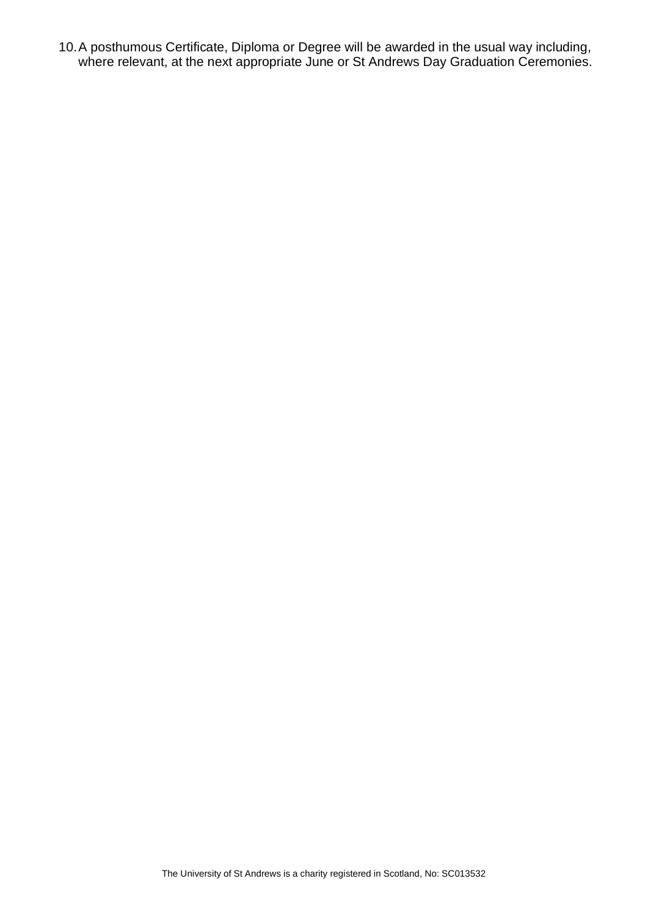10. A posthumous Certificate, Diploma or Degree will be awarded in the usual way including, where relevant, at the next appropriate June or St Andrews Day Graduation Ceremonies.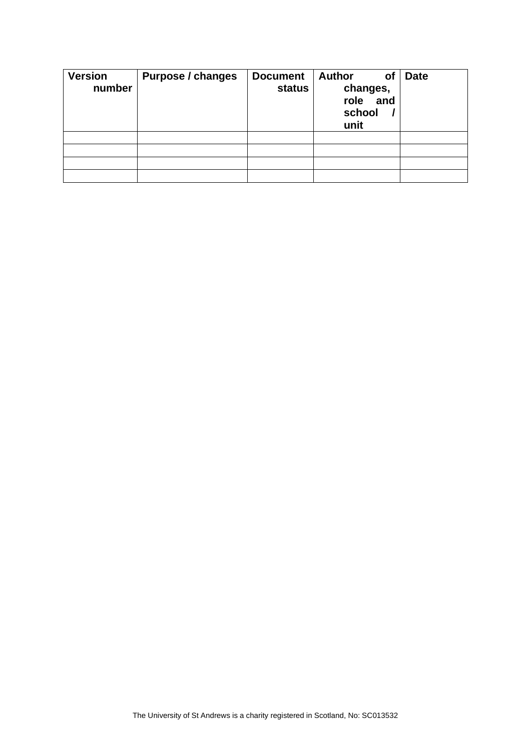| Version number | Purpose / changes | Document status | Author of changes, role and school / unit | Date |
| --- | --- | --- | --- | --- |
| | | | | |
| | | | | |
| | | | | |
| | | | | |